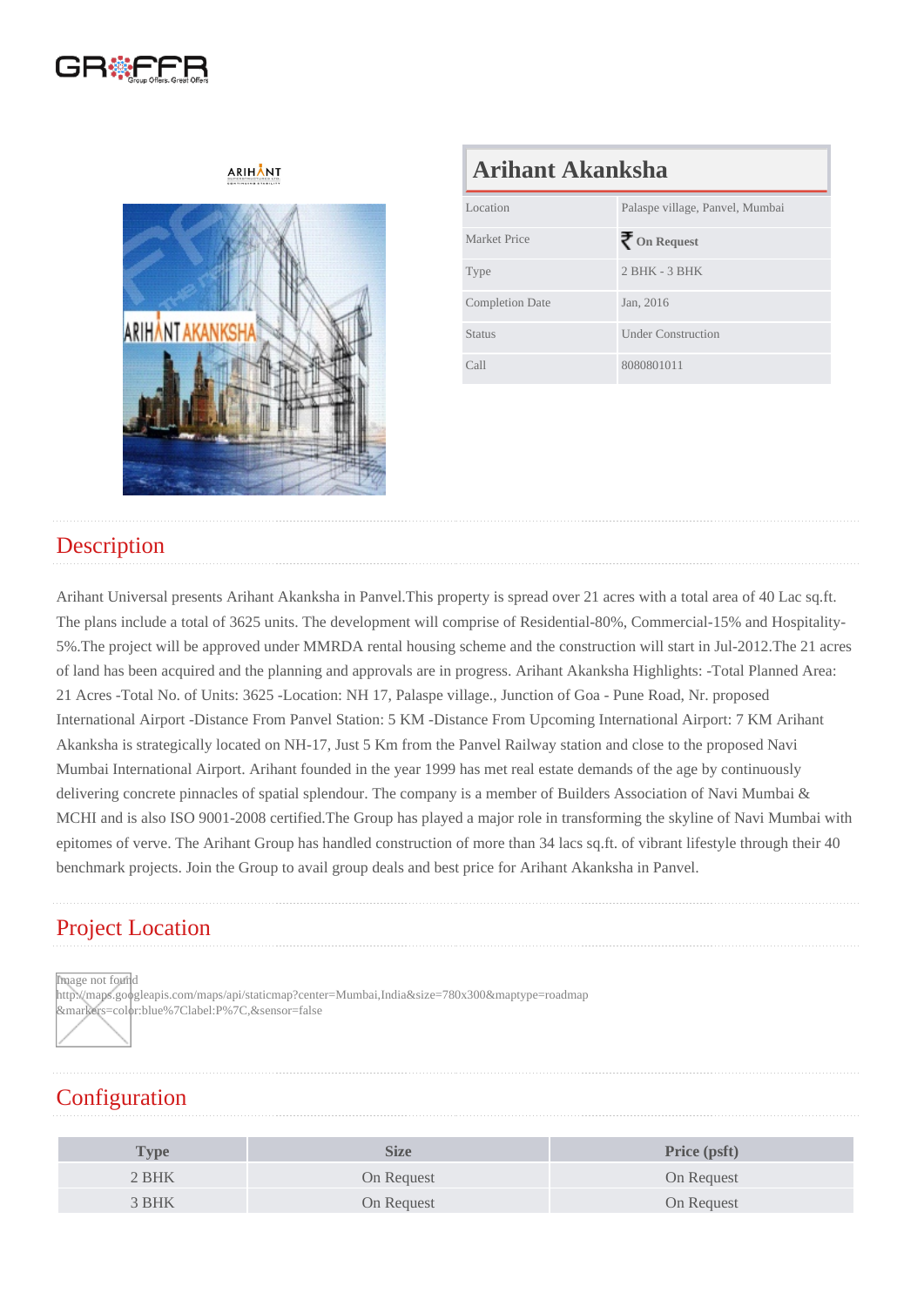# Arihant Akanksha

| Location | Palaspe village, Panvel, Mumbai |
|---|---|
| Market Price | ₹ **On Request** |
| Type | 2 BHK - 3 BHK |
| Completion Date | Jan, 2016 |
| Status | Under Construction |
| Call | 8080801011 |

## Description

Arihant Universal presents Arihant Akanksha in Panvel.This property is spread over 21 acres with a total area of 40 Lac sq.ft. The plans include a total of 3625 units. The development will comprise of Residential-80%, Commercial-15% and Hospitality-5%.The project will be approved under MMRDA rental housing scheme and the construction will start in Jul-2012.The 21 acres of land has been acquired and the planning and approvals are in progress. Arihant Akanksha Highlights: -Total Planned Area: 21 Acres -Total No. of Units: 3625 -Location: NH 17, Palaspe village., Junction of Goa - Pune Road, Nr. proposed International Airport -Distance From Panvel Station: 5 KM -Distance From Upcoming International Airport: 7 KM Arihant Akanksha is strategically located on NH-17, Just 5 Km from the Panvel Railway station and close to the proposed Navi Mumbai International Airport. Arihant founded in the year 1999 has met real estate demands of the age by continuously delivering concrete pinnacles of spatial splendour. The company is a member of Builders Association of Navi Mumbai & MCHI and is also ISO 9001-2008 certified.The Group has played a major role in transforming the skyline of Navi Mumbai with epitomes of verve. The Arihant Group has handled construction of more than 34 lacs sq.ft. of vibrant lifestyle through their 40 benchmark projects. Join the Group to avail group deals and best price for Arihant Akanksha in Panvel.

## Project Location

Image not found
http://maps.googleapis.com/maps/api/staticmap?center=Mumbai,India&size=780x300&maptype=roadmap&markers=color:blue%7Clabel:P%7C,&sensor=false

## Configuration

| Type | Size | Price (psft) |
|---|---|---|
| 2 BHK | On Request | On Request |
| 3 BHK | On Request | On Request |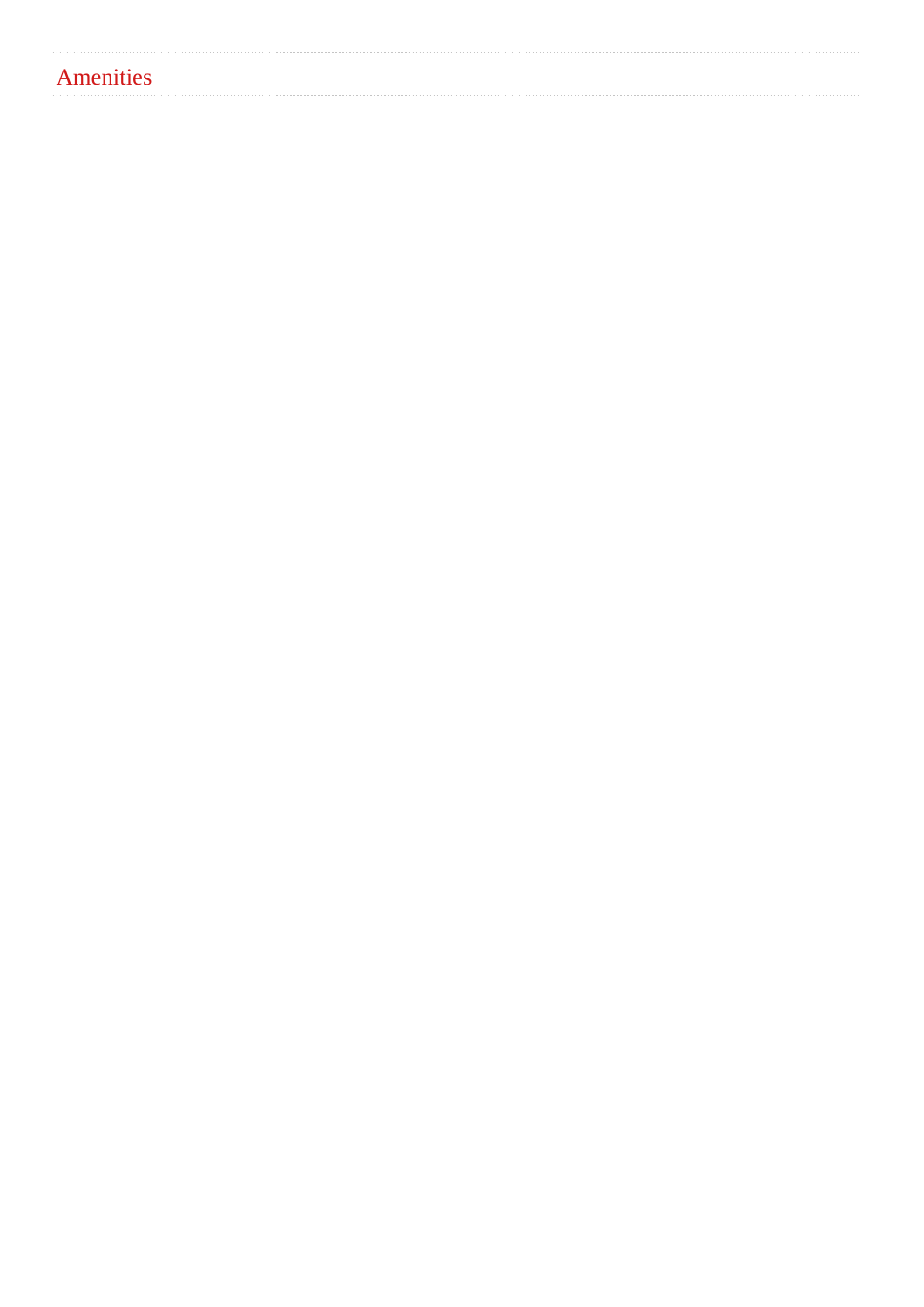## Amenities